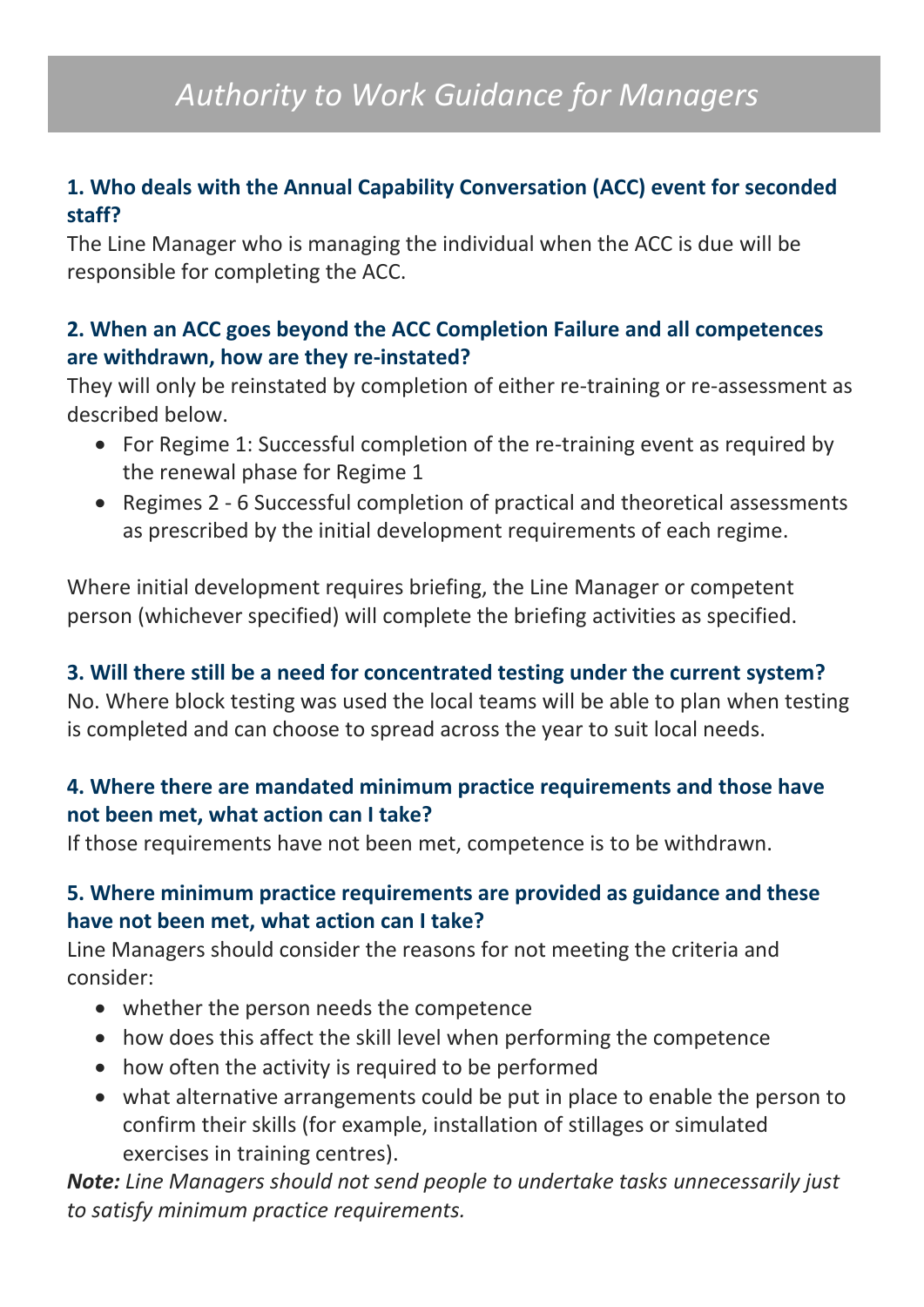# *Authority to Work Guidance for Managers*

### 1. Who deals with the Annual Capability Conversation (ACC) event for seconded staff?

The Line Manager who is managing the individual when the ACC is due will be responsible for completing the ACC.

### 2. When an ACC goes beyond the ACC Completion Failure and all competences are withdrawn, how are they re-instated?

They will only be reinstated by completion of either re-training or re-assessment as described below.

- For Regime 1: Successful completion of the re-training event as required by the renewal phase for Regime 1
- Regimes 2 - 6 Successful completion of practical and theoretical assessments as prescribed by the initial development requirements of each regime.

Where initial development requires briefing, the Line Manager or competent person (whichever specified) will complete the briefing activities as specified.

### 3. Will there still be a need for concentrated testing under the current system?

No. Where block testing was used the local teams will be able to plan when testing is completed and can choose to spread across the year to suit local needs.

### 4. Where there are mandated minimum practice requirements and those have not been met, what action can I take?

If those requirements have not been met, competence is to be withdrawn.

### 5. Where minimum practice requirements are provided as guidance and these have not been met, what action can I take?

Line Managers should consider the reasons for not meeting the criteria and consider:

- whether the person needs the competence
- how does this affect the skill level when performing the competence
- how often the activity is required to be performed
- what alternative arrangements could be put in place to enable the person to confirm their skills (for example, installation of stillages or simulated exercises in training centres).

***Note:*** *Line Managers should not send people to undertake tasks unnecessarily just to satisfy minimum practice requirements.*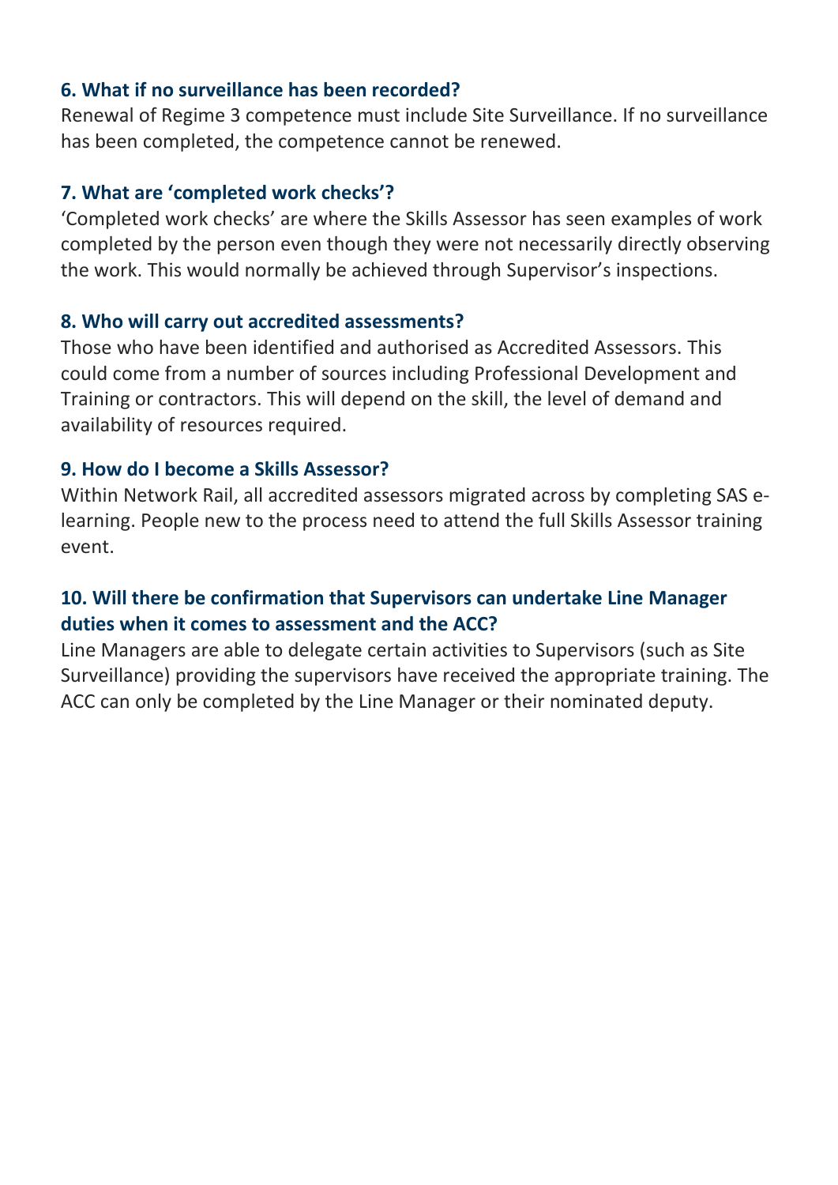### 6. What if no surveillance has been recorded?

Renewal of Regime 3 competence must include Site Surveillance. If no surveillance has been completed, the competence cannot be renewed.

### 7. What are 'completed work checks'?

'Completed work checks' are where the Skills Assessor has seen examples of work completed by the person even though they were not necessarily directly observing the work. This would normally be achieved through Supervisor's inspections.

### 8. Who will carry out accredited assessments?

Those who have been identified and authorised as Accredited Assessors. This could come from a number of sources including Professional Development and Training or contractors. This will depend on the skill, the level of demand and availability of resources required.

### 9. How do I become a Skills Assessor?

Within Network Rail, all accredited assessors migrated across by completing SAS e-learning. People new to the process need to attend the full Skills Assessor training event.

### 10. Will there be confirmation that Supervisors can undertake Line Manager duties when it comes to assessment and the ACC?

Line Managers are able to delegate certain activities to Supervisors (such as Site Surveillance) providing the supervisors have received the appropriate training. The ACC can only be completed by the Line Manager or their nominated deputy.